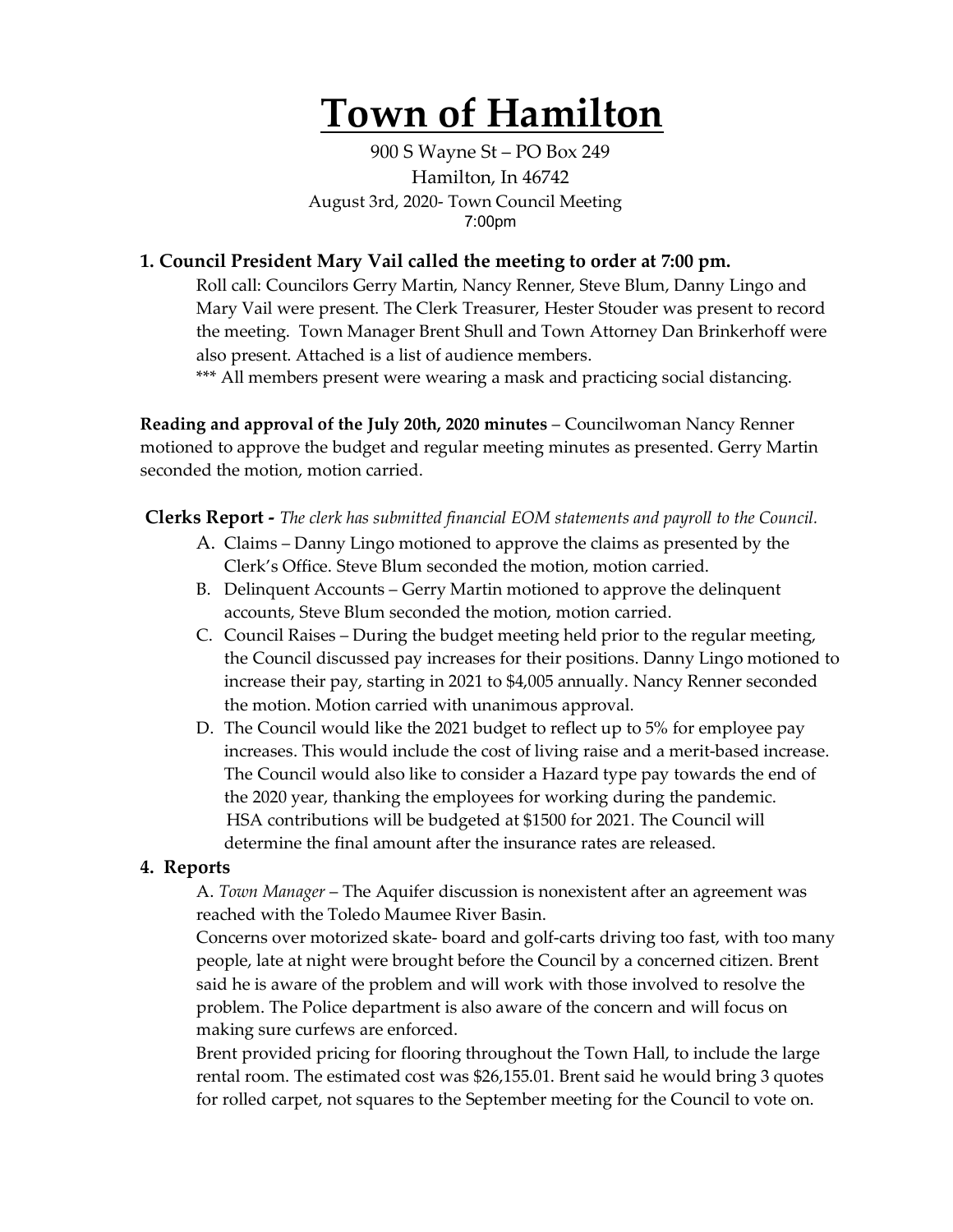# Town of Hamilton

900 S Wayne St – PO Box 249
Hamilton, In 46742
August 3rd, 2020- Town Council Meeting
7:00pm

### 1. Council President Mary Vail called the meeting to order at 7:00 pm.

Roll call: Councilors Gerry Martin, Nancy Renner, Steve Blum, Danny Lingo and Mary Vail were present. The Clerk Treasurer, Hester Stouder was present to record the meeting. Town Manager Brent Shull and Town Attorney Dan Brinkerhoff were also present. Attached is a list of audience members.

*** All members present were wearing a mask and practicing social distancing.

**Reading and approval of the July 20th, 2020 minutes** – Councilwoman Nancy Renner motioned to approve the budget and regular meeting minutes as presented. Gerry Martin seconded the motion, motion carried.

**Clerks Report -** *The clerk has submitted financial EOM statements and payroll to the Council.*

A. Claims – Danny Lingo motioned to approve the claims as presented by the Clerk's Office. Steve Blum seconded the motion, motion carried.

B. Delinquent Accounts – Gerry Martin motioned to approve the delinquent accounts, Steve Blum seconded the motion, motion carried.

C. Council Raises – During the budget meeting held prior to the regular meeting, the Council discussed pay increases for their positions. Danny Lingo motioned to increase their pay, starting in 2021 to $4,005 annually. Nancy Renner seconded the motion. Motion carried with unanimous approval.

D. The Council would like the 2021 budget to reflect up to 5% for employee pay increases. This would include the cost of living raise and a merit-based increase. The Council would also like to consider a Hazard type pay towards the end of the 2020 year, thanking the employees for working during the pandemic. HSA contributions will be budgeted at $1500 for 2021. The Council will determine the final amount after the insurance rates are released.

### 4. Reports

A. *Town Manager* – The Aquifer discussion is nonexistent after an agreement was reached with the Toledo Maumee River Basin.

Concerns over motorized skate- board and golf-carts driving too fast, with too many people, late at night were brought before the Council by a concerned citizen. Brent said he is aware of the problem and will work with those involved to resolve the problem. The Police department is also aware of the concern and will focus on making sure curfews are enforced.

Brent provided pricing for flooring throughout the Town Hall, to include the large rental room. The estimated cost was $26,155.01. Brent said he would bring 3 quotes for rolled carpet, not squares to the September meeting for the Council to vote on.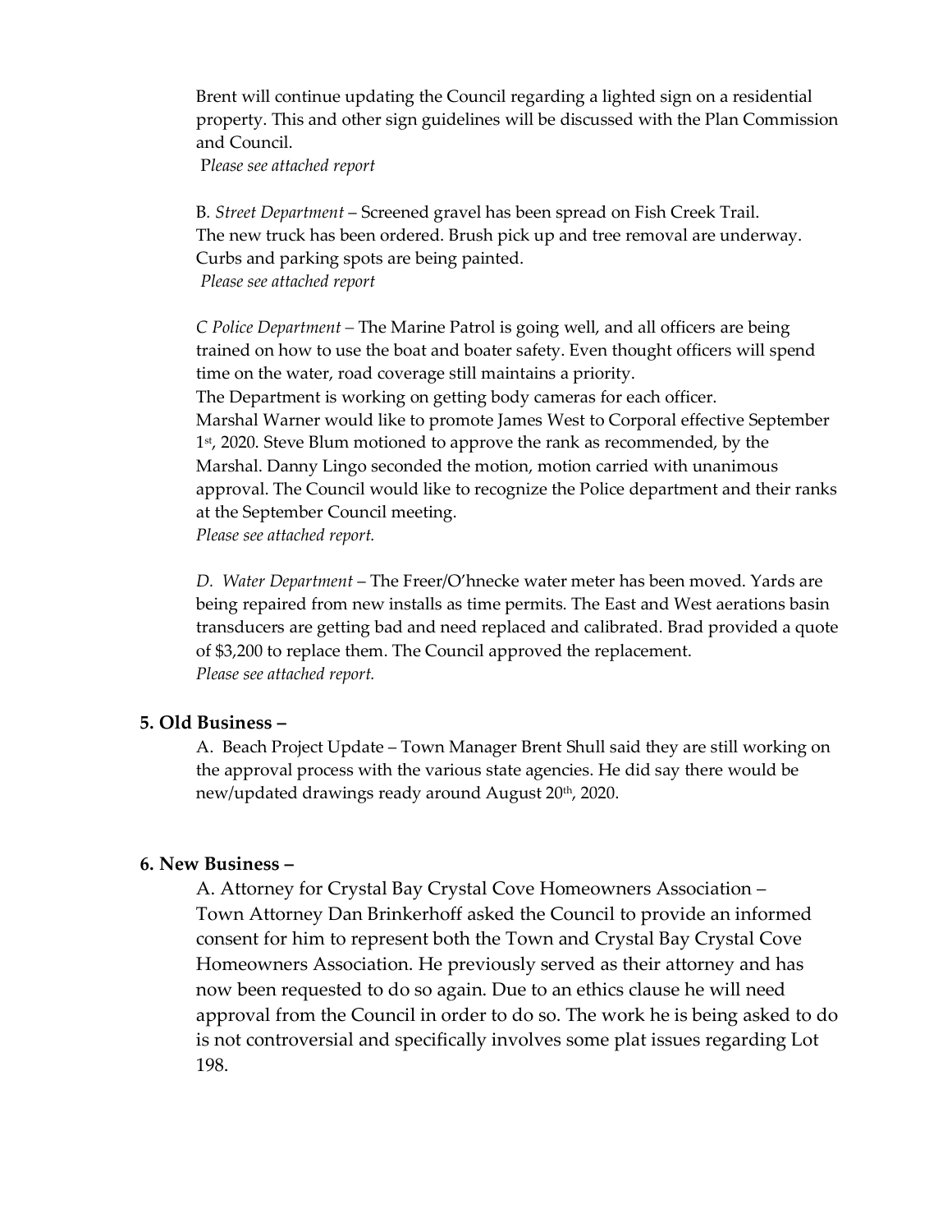Brent will continue updating the Council regarding a lighted sign on a residential property. This and other sign guidelines will be discussed with the Plan Commission and Council.

*Please see attached report*

B. *Street Department* – Screened gravel has been spread on Fish Creek Trail. The new truck has been ordered. Brush pick up and tree removal are underway. Curbs and parking spots are being painted.

*Please see attached report*

*C Police Department* – The Marine Patrol is going well, and all officers are being trained on how to use the boat and boater safety. Even thought officers will spend time on the water, road coverage still maintains a priority.

The Department is working on getting body cameras for each officer.

Marshal Warner would like to promote James West to Corporal effective September 1st, 2020. Steve Blum motioned to approve the rank as recommended, by the Marshal. Danny Lingo seconded the motion, motion carried with unanimous approval. The Council would like to recognize the Police department and their ranks at the September Council meeting.

*Please see attached report.*

*D. Water Department* – The Freer/O'hnecke water meter has been moved. Yards are being repaired from new installs as time permits. The East and West aerations basin transducers are getting bad and need replaced and calibrated. Brad provided a quote of $3,200 to replace them. The Council approved the replacement.

*Please see attached report.*

## 5. Old Business –

A. Beach Project Update – Town Manager Brent Shull said they are still working on the approval process with the various state agencies. He did say there would be new/updated drawings ready around August 20th, 2020.

## 6. New Business –

A. Attorney for Crystal Bay Crystal Cove Homeowners Association – Town Attorney Dan Brinkerhoff asked the Council to provide an informed consent for him to represent both the Town and Crystal Bay Crystal Cove Homeowners Association. He previously served as their attorney and has now been requested to do so again. Due to an ethics clause he will need approval from the Council in order to do so. The work he is being asked to do is not controversial and specifically involves some plat issues regarding Lot 198.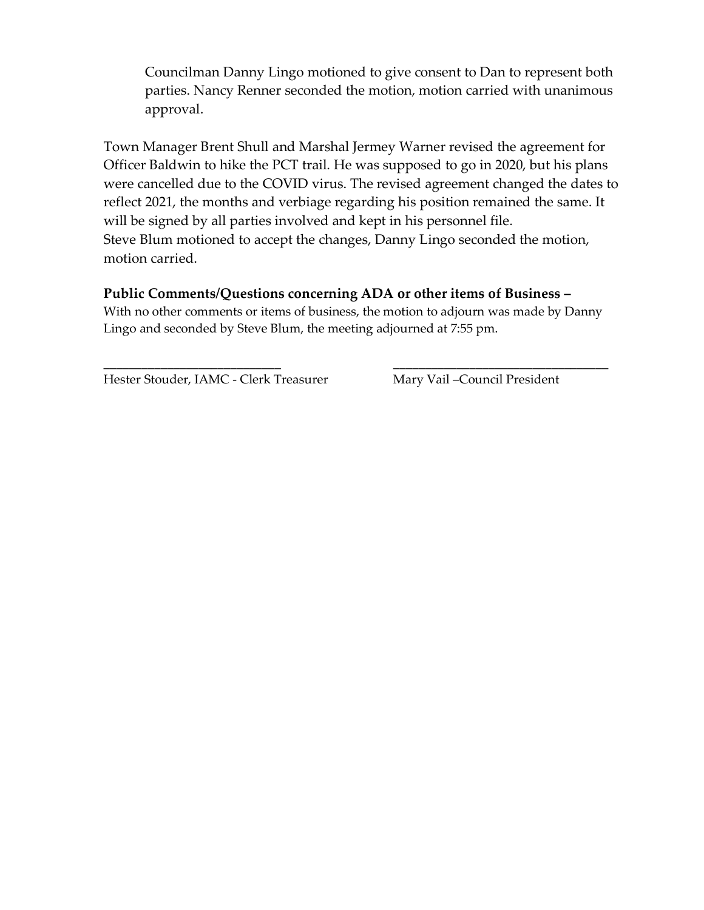Councilman Danny Lingo motioned to give consent to Dan to represent both parties. Nancy Renner seconded the motion, motion carried with unanimous approval.

Town Manager Brent Shull and Marshal Jermey Warner revised the agreement for Officer Baldwin to hike the PCT trail. He was supposed to go in 2020, but his plans were cancelled due to the COVID virus. The revised agreement changed the dates to reflect 2021, the months and verbiage regarding his position remained the same. It will be signed by all parties involved and kept in his personnel file.
Steve Blum motioned to accept the changes, Danny Lingo seconded the motion, motion carried.

**Public Comments/Questions concerning ADA or other items of Business –**
With no other comments or items of business, the motion to adjourn was made by Danny Lingo and seconded by Steve Blum, the meeting adjourned at 7:55 pm.

___________________________ ___________________________________
Hester Stouder, IAMC - Clerk Treasurer Mary Vail –Council President